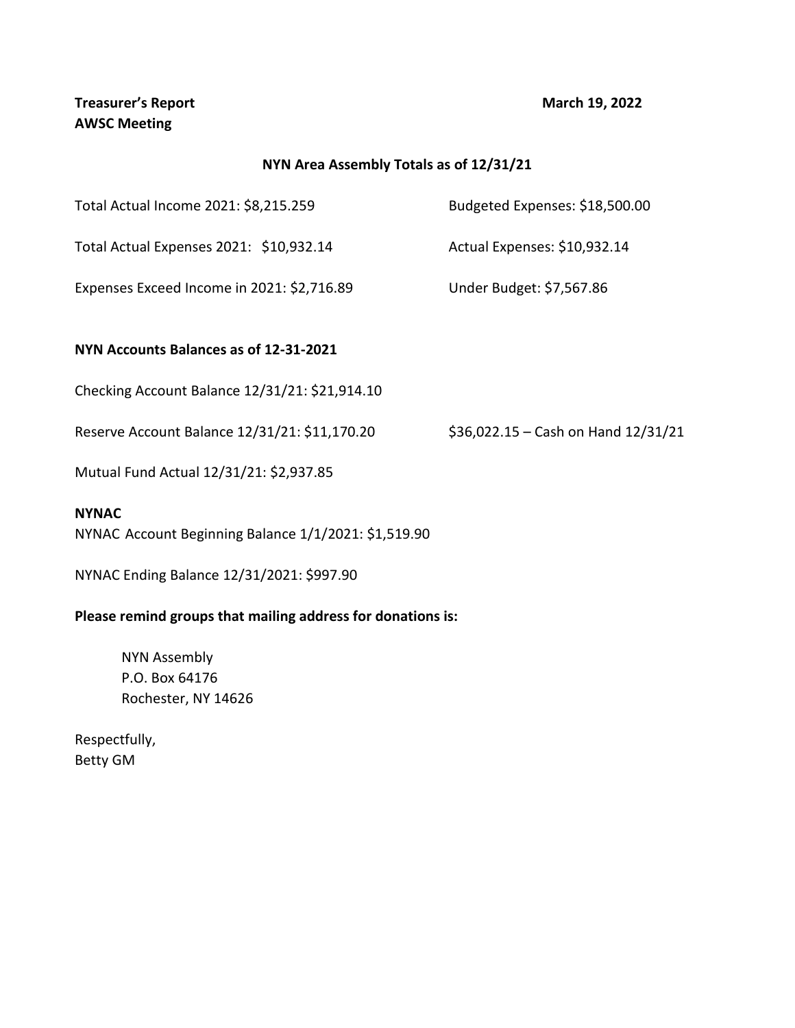**Treasurer's Report** **March 19, 2022**
**AWSC Meeting**

**NYN Area Assembly Totals as of 12/31/21**

Total Actual Income 2021: $8,215.259

Total Actual Expenses 2021: $10,932.14

Expenses Exceed Income in 2021: $2,716.89

Budgeted Expenses: $18,500.00

Actual Expenses: $10,932.14

Under Budget: $7,567.86

**NYN Accounts Balances as of 12-31-2021**

Checking Account Balance 12/31/21: $21,914.10

Reserve Account Balance 12/31/21: $11,170.20

$36,022.15 – Cash on Hand 12/31/21

Mutual Fund Actual 12/31/21: $2,937.85

**NYNAC**

NYNAC Account Beginning Balance 1/1/2021: $1,519.90

NYNAC Ending Balance 12/31/2021: $997.90

**Please remind groups that mailing address for donations is:**

NYN Assembly
P.O. Box 64176
Rochester, NY 14626

Respectfully,
Betty GM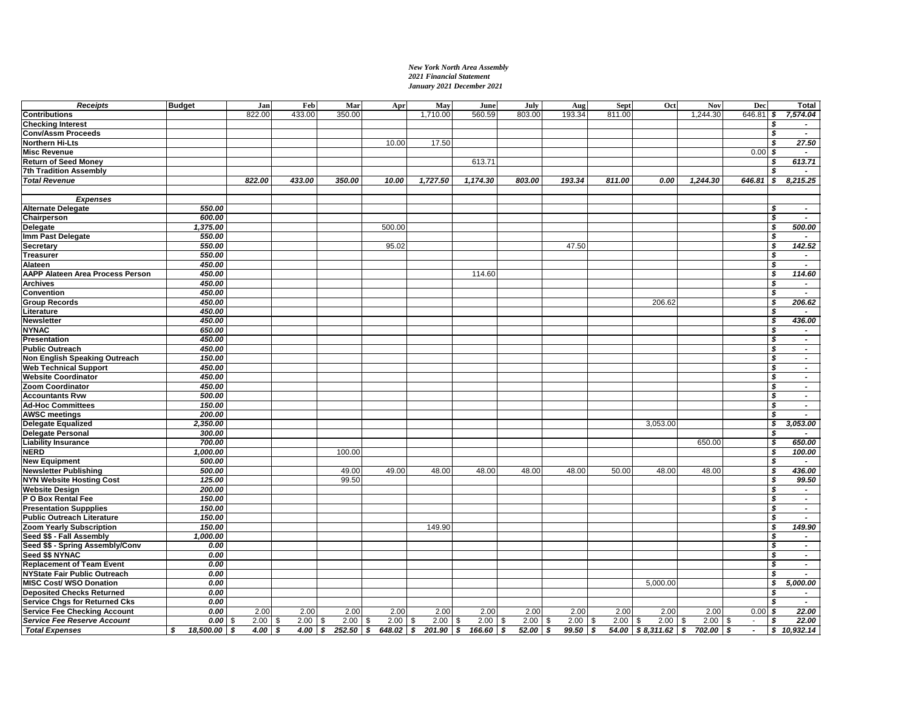*New York North Area Assembly*
*2021 Financial Statement*
*January 2021 December 2021*

| *Receipts* | Budget | Jan | Feb | Mar | Apr | May | June | July | Aug | Sept | Oct | Nov | Dec | Total |
|---|---|---|---|---|---|---|---|---|---|---|---|---|---|---|
| **Contributions** | | 822.00 | 433.00 | 350.00 | | 1,710.00 | 560.59 | 803.00 | 193.34 | 811.00 | | 1,244.30 | 646.81 | ***$ 7,574.04*** |
| **Checking Interest** | | | | | | | | | | | | | | ***$ -*** |
| **Conv/Assm Proceeds** | | | | | | | | | | | | | | ***$ -*** |
| **Northern Hi-Lts** | | | | | 10.00 | 17.50 | | | | | | | | ***$ 27.50*** |
| **Misc Revenue** | | | | | | | | | | | | | 0.00 | ***$ -*** |
| **Return of Seed Money** | | | | | | | 613.71 | | | | | | | ***$ 613.71*** |
| **7th Tradition Assembly** | | | | | | | | | | | | | | ***$ -*** |
| ***Total Revenue*** | | ***822.00*** | ***433.00*** | ***350.00*** | ***10.00*** | ***1,727.50*** | ***1,174.30*** | ***803.00*** | ***193.34*** | ***811.00*** | ***0.00*** | ***1,244.30*** | ***646.81*** | ***$ 8,215.25*** |
| | | | | | | | | | | | | | | |
| ***Expenses*** | | | | | | | | | | | | | | |
| **Alternate Delegate** | ***550.00*** | | | | | | | | | | | | | ***$ -*** |
| **Chairperson** | ***600.00*** | | | | | | | | | | | | | ***$ -*** |
| **Delegate** | ***1,375.00*** | | | | 500.00 | | | | | | | | | ***$ 500.00*** |
| **Imm Past Delegate** | ***550.00*** | | | | | | | | | | | | | ***$ -*** |
| **Secretary** | ***550.00*** | | | | 95.02 | | | | 47.50 | | | | | ***$ 142.52*** |
| **Treasurer** | ***550.00*** | | | | | | | | | | | | | ***$ -*** |
| **Alateen** | ***450.00*** | | | | | | | | | | | | | ***$ -*** |
| **AAPP Alateen Area Process Person** | ***450.00*** | | | | | | 114.60 | | | | | | | ***$ 114.60*** |
| **Archives** | ***450.00*** | | | | | | | | | | | | | ***$ -*** |
| **Convention** | ***450.00*** | | | | | | | | | | | | | ***$ -*** |
| **Group Records** | ***450.00*** | | | | | | | | | | 206.62 | | | ***$ 206.62*** |
| **Literature** | ***450.00*** | | | | | | | | | | | | | ***$ -*** |
| **Newsletter** | ***450.00*** | | | | | | | | | | | | | ***$ 436.00*** |
| **NYNAC** | ***650.00*** | | | | | | | | | | | | | ***$ -*** |
| **Presentation** | ***450.00*** | | | | | | | | | | | | | ***$ -*** |
| **Public Outreach** | ***450.00*** | | | | | | | | | | | | | ***$ -*** |
| **Non English Speaking Outreach** | ***150.00*** | | | | | | | | | | | | | ***$ -*** |
| **Web Technical Support** | ***450.00*** | | | | | | | | | | | | | ***$ -*** |
| **Website Coordinator** | ***450.00*** | | | | | | | | | | | | | ***$ -*** |
| **Zoom Coordinator** | ***450.00*** | | | | | | | | | | | | | ***$ -*** |
| **Accountants Rvw** | ***500.00*** | | | | | | | | | | | | | ***$ -*** |
| **Ad-Hoc Committees** | ***150.00*** | | | | | | | | | | | | | ***$ -*** |
| **AWSC meetings** | ***200.00*** | | | | | | | | | | | | | ***$ -*** |
| **Delegate Equalized** | ***2,350.00*** | | | | | | | | | | 3,053.00 | | | ***$ 3,053.00*** |
| **Delegate Personal** | ***300.00*** | | | | | | | | | | | | | ***$ -*** |
| **Liability Insurance** | ***700.00*** | | | | | | | | | | | 650.00 | | ***$ 650.00*** |
| **NERD** | ***1,000.00*** | | | 100.00 | | | | | | | | | | ***$ 100.00*** |
| **New Equipment** | ***500.00*** | | | | | | | | | | | | | ***$ -*** |
| **Newsletter Publishing** | ***500.00*** | | | 49.00 | 49.00 | 48.00 | 48.00 | 48.00 | 48.00 | 50.00 | 48.00 | 48.00 | | ***$ 436.00*** |
| **NYN Website Hosting Cost** | ***125.00*** | | | 99.50 | | | | | | | | | | ***$ 99.50*** |
| **Website Design** | ***200.00*** | | | | | | | | | | | | | ***$ -*** |
| **P O Box Rental Fee** | ***150.00*** | | | | | | | | | | | | | ***$ -*** |
| **Presentation Suppplies** | ***150.00*** | | | | | | | | | | | | | ***$ -*** |
| **Public Outreach Literature** | ***150.00*** | | | | | | | | | | | | | ***$ -*** |
| **Zoom Yearly Subscription** | ***150.00*** | | | | | 149.90 | | | | | | | | ***$ 149.90*** |
| **Seed $$ - Fall Assembly** | ***1,000.00*** | | | | | | | | | | | | | ***$ -*** |
| **Seed $$ - Spring Assembly/Conv** | ***0.00*** | | | | | | | | | | | | | ***$ -*** |
| **Seed $$ NYNAC** | ***0.00*** | | | | | | | | | | | | | ***$ -*** |
| **Replacement of Team Event** | ***0.00*** | | | | | | | | | | | | | ***$ -*** |
| **NYState Fair Public Outreach** | ***0.00*** | | | | | | | | | | | | | ***$ -*** |
| **MISC Cost/ WSO Donation** | ***0.00*** | | | | | | | | | | 5,000.00 | | | ***$ 5,000.00*** |
| **Deposited Checks Returned** | ***0.00*** | | | | | | | | | | | | | ***$ -*** |
| **Service Chgs for Returned Cks** | ***0.00*** | | | | | | | | | | | | | ***$ -*** |
| **Service Fee Checking Account** | ***0.00*** | 2.00 | 2.00 | 2.00 | 2.00 | 2.00 | 2.00 | 2.00 | 2.00 | 2.00 | 2.00 | 2.00 | 0.00 | ***$ 22.00*** |
| ***Service Fee Reserve Account*** | ***0.00*** | $ 2.00 | $ 2.00 | $ 2.00 | $ 2.00 | $ 2.00 | $ 2.00 | $ 2.00 | $ 2.00 | $ 2.00 | $ 2.00 | $ 2.00 | $ - | ***$ 22.00*** |
| ***Total Expenses*** | ***$ 18,500.00*** | ***$ 4.00*** | ***$ 4.00*** | ***$ 252.50*** | ***$ 648.02*** | ***$ 201.90*** | ***$ 166.60*** | ***$ 52.00*** | ***$ 99.50*** | ***$ 54.00*** | ***$ 8,311.62*** | ***$ 702.00*** | ***$ -*** | ***$ 10,932.14*** |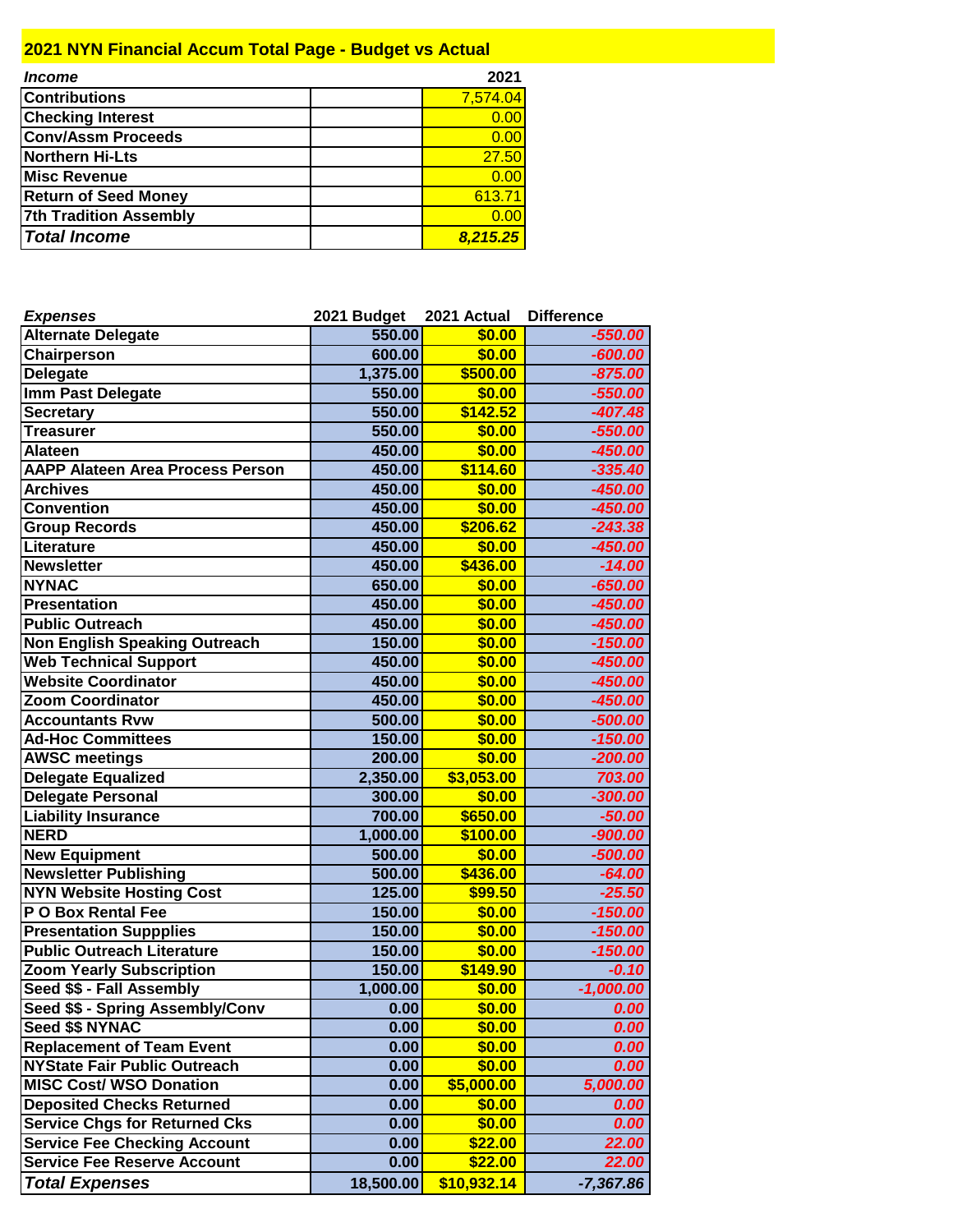## 2021 NYN Financial Accum Total Page - Budget vs Actual

| *Income* | | 2021 |
|---|---|---|
| Contributions | | 7,574.04 |
| Checking Interest | | 0.00 |
| Conv/Assm Proceeds | | 0.00 |
| Northern Hi-Lts | | 27.50 |
| Misc Revenue | | 0.00 |
| Return of Seed Money | | 613.71 |
| 7th Tradition Assembly | | 0.00 |
| ***Total Income*** | | ***8,215.25*** |

| *Expenses* | 2021 Budget | 2021 Actual | Difference |
|---|---|---|---|
| Alternate Delegate | 550.00 | $0.00 | -550.00 |
| Chairperson | 600.00 | $0.00 | -600.00 |
| Delegate | 1,375.00 | $500.00 | -875.00 |
| Imm Past Delegate | 550.00 | $0.00 | -550.00 |
| Secretary | 550.00 | $142.52 | -407.48 |
| Treasurer | 550.00 | $0.00 | -550.00 |
| Alateen | 450.00 | $0.00 | -450.00 |
| AAPP Alateen Area Process Person | 450.00 | $114.60 | -335.40 |
| Archives | 450.00 | $0.00 | -450.00 |
| Convention | 450.00 | $0.00 | -450.00 |
| Group Records | 450.00 | $206.62 | -243.38 |
| Literature | 450.00 | $0.00 | -450.00 |
| Newsletter | 450.00 | $436.00 | -14.00 |
| NYNAC | 650.00 | $0.00 | -650.00 |
| Presentation | 450.00 | $0.00 | -450.00 |
| Public Outreach | 450.00 | $0.00 | -450.00 |
| Non English Speaking Outreach | 150.00 | $0.00 | -150.00 |
| Web Technical Support | 450.00 | $0.00 | -450.00 |
| Website Coordinator | 450.00 | $0.00 | -450.00 |
| Zoom Coordinator | 450.00 | $0.00 | -450.00 |
| Accountants Rvw | 500.00 | $0.00 | -500.00 |
| Ad-Hoc Committees | 150.00 | $0.00 | -150.00 |
| AWSC meetings | 200.00 | $0.00 | -200.00 |
| Delegate Equalized | 2,350.00 | $3,053.00 | 703.00 |
| Delegate Personal | 300.00 | $0.00 | -300.00 |
| Liability Insurance | 700.00 | $650.00 | -50.00 |
| NERD | 1,000.00 | $100.00 | -900.00 |
| New Equipment | 500.00 | $0.00 | -500.00 |
| Newsletter Publishing | 500.00 | $436.00 | -64.00 |
| NYN Website Hosting Cost | 125.00 | $99.50 | -25.50 |
| P O Box Rental Fee | 150.00 | $0.00 | -150.00 |
| Presentation Suppplies | 150.00 | $0.00 | -150.00 |
| Public Outreach Literature | 150.00 | $0.00 | -150.00 |
| Zoom Yearly Subscription | 150.00 | $149.90 | -0.10 |
| Seed $$ - Fall Assembly | 1,000.00 | $0.00 | -1,000.00 |
| Seed $$ - Spring Assembly/Conv | 0.00 | $0.00 | 0.00 |
| Seed $$ NYNAC | 0.00 | $0.00 | 0.00 |
| Replacement of Team Event | 0.00 | $0.00 | 0.00 |
| NYState Fair Public Outreach | 0.00 | $0.00 | 0.00 |
| MISC Cost/ WSO Donation | 0.00 | $5,000.00 | 5,000.00 |
| Deposited Checks Returned | 0.00 | $0.00 | 0.00 |
| Service Chgs for Returned Cks | 0.00 | $0.00 | 0.00 |
| Service Fee Checking Account | 0.00 | $22.00 | 22.00 |
| Service Fee Reserve Account | 0.00 | $22.00 | 22.00 |
| ***Total Expenses*** | 18,500.00 | $10,932.14 | -7,367.86 |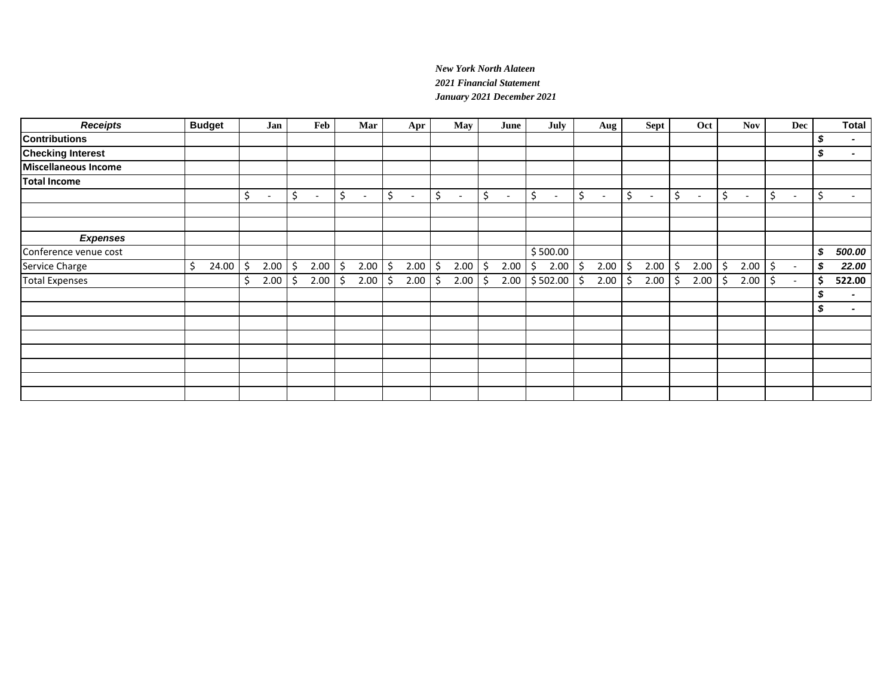*New York North Alateen*
*2021 Financial Statement*
*January 2021 December 2021*

| ***Receipts*** | **Budget** | **Jan** | **Feb** | **Mar** | **Apr** | **May** | **June** | **July** | **Aug** | **Sept** | **Oct** | **Nov** | **Dec** | **Total** |
|---|---|---|---|---|---|---|---|---|---|---|---|---|---|---|
| **Contributions** | | | | | | | | | | | | | | ***$ -*** |
| **Checking Interest** | | | | | | | | | | | | | | ***$ -*** |
| **Miscellaneous Income** | | | | | | | | | | | | | | |
| **Total Income** | | | | | | | | | | | | | | |
| | | $ - | $ - | $ - | $ - | $ - | $ - | $ - | $ - | $ - | $ - | $ - | $ - | $ - |
| | | | | | | | | | | | | | | |
| | | | | | | | | | | | | | | |
| ***Expenses*** | | | | | | | | | | | | | | |
| Conference venue cost | | | | | | | | $ 500.00 | | | | | | ***$ 500.00*** |
| Service Charge | $ 24.00 | $ 2.00 | $ 2.00 | $ 2.00 | $ 2.00 | $ 2.00 | $ 2.00 | $ 2.00 | $ 2.00 | $ 2.00 | $ 2.00 | $ 2.00 | $ - | ***$ 22.00*** |
| Total Expenses | | $ 2.00 | $ 2.00 | $ 2.00 | $ 2.00 | $ 2.00 | $ 2.00 | $ 502.00 | $ 2.00 | $ 2.00 | $ 2.00 | $ 2.00 | $ - | **$ 522.00** |
| | | | | | | | | | | | | | | ***$ -*** |
| | | | | | | | | | | | | | | ***$ -*** |
| | | | | | | | | | | | | | | |
| | | | | | | | | | | | | | | |
| | | | | | | | | | | | | | | |
| | | | | | | | | | | | | | | |
| | | | | | | | | | | | | | | |
| | | | | | | | | | | | | | | |